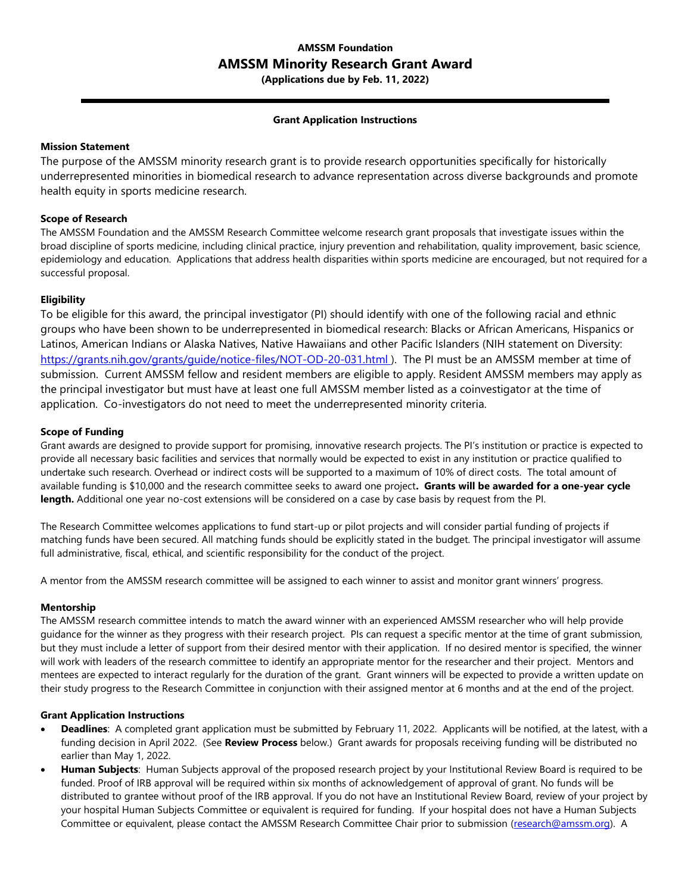# AMSSM Foundation

# AMSSM Minority Research Grant Award

**(Applications due by Feb. 11, 2022)**

---

**Grant Application Instructions**

### Mission Statement

The purpose of the AMSSM minority research grant is to provide research opportunities specifically for historically underrepresented minorities in biomedical research to advance representation across diverse backgrounds and promote health equity in sports medicine research.

### Scope of Research

The AMSSM Foundation and the AMSSM Research Committee welcome research grant proposals that investigate issues within the broad discipline of sports medicine, including clinical practice, injury prevention and rehabilitation, quality improvement, basic science, epidemiology and education. Applications that address health disparities within sports medicine are encouraged, but not required for a successful proposal.

### Eligibility

To be eligible for this award, the principal investigator (PI) should identify with one of the following racial and ethnic groups who have been shown to be underrepresented in biomedical research: Blacks or African Americans, Hispanics or Latinos, American Indians or Alaska Natives, Native Hawaiians and other Pacific Islanders (NIH statement on Diversity: https://grants.nih.gov/grants/guide/notice-files/NOT-OD-20-031.html ). The PI must be an AMSSM member at time of submission. Current AMSSM fellow and resident members are eligible to apply. Resident AMSSM members may apply as the principal investigator but must have at least one full AMSSM member listed as a coinvestigator at the time of application. Co-investigators do not need to meet the underrepresented minority criteria.

### Scope of Funding

Grant awards are designed to provide support for promising, innovative research projects. The PI's institution or practice is expected to provide all necessary basic facilities and services that normally would be expected to exist in any institution or practice qualified to undertake such research. Overhead or indirect costs will be supported to a maximum of 10% of direct costs. The total amount of available funding is $10,000 and the research committee seeks to award one project**. Grants will be awarded for a one-year cycle length.** Additional one year no-cost extensions will be considered on a case by case basis by request from the PI.

The Research Committee welcomes applications to fund start-up or pilot projects and will consider partial funding of projects if matching funds have been secured. All matching funds should be explicitly stated in the budget. The principal investigator will assume full administrative, fiscal, ethical, and scientific responsibility for the conduct of the project.

A mentor from the AMSSM research committee will be assigned to each winner to assist and monitor grant winners' progress.

### Mentorship

The AMSSM research committee intends to match the award winner with an experienced AMSSM researcher who will help provide guidance for the winner as they progress with their research project. PIs can request a specific mentor at the time of grant submission, but they must include a letter of support from their desired mentor with their application. If no desired mentor is specified, the winner will work with leaders of the research committee to identify an appropriate mentor for the researcher and their project. Mentors and mentees are expected to interact regularly for the duration of the grant. Grant winners will be expected to provide a written update on their study progress to the Research Committee in conjunction with their assigned mentor at 6 months and at the end of the project.

### Grant Application Instructions

- **Deadlines**: A completed grant application must be submitted by February 11, 2022. Applicants will be notified, at the latest, with a funding decision in April 2022. (See **Review Process** below.) Grant awards for proposals receiving funding will be distributed no earlier than May 1, 2022.
- **Human Subjects**: Human Subjects approval of the proposed research project by your Institutional Review Board is required to be funded. Proof of IRB approval will be required within six months of acknowledgement of approval of grant. No funds will be distributed to grantee without proof of the IRB approval. If you do not have an Institutional Review Board, review of your project by your hospital Human Subjects Committee or equivalent is required for funding. If your hospital does not have a Human Subjects Committee or equivalent, please contact the AMSSM Research Committee Chair prior to submission (research@amssm.org). A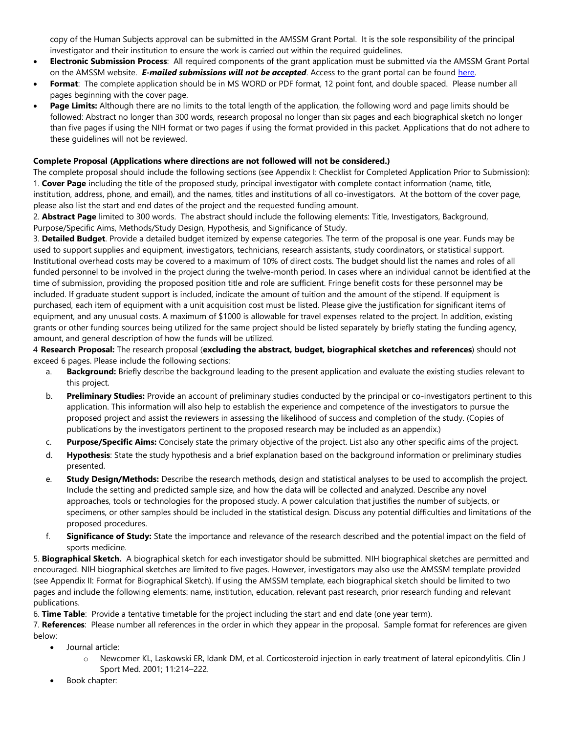copy of the Human Subjects approval can be submitted in the AMSSM Grant Portal. It is the sole responsibility of the principal investigator and their institution to ensure the work is carried out within the required guidelines.

- **Electronic Submission Process**: All required components of the grant application must be submitted via the AMSSM Grant Portal on the AMSSM website. ***E-mailed submissions will not be accepted***. Access to the grant portal can be found here.
- **Format**: The complete application should be in MS WORD or PDF format, 12 point font, and double spaced. Please number all pages beginning with the cover page.
- **Page Limits:** Although there are no limits to the total length of the application, the following word and page limits should be followed: Abstract no longer than 300 words, research proposal no longer than six pages and each biographical sketch no longer than five pages if using the NIH format or two pages if using the format provided in this packet. Applications that do not adhere to these guidelines will not be reviewed.

**Complete Proposal (Applications where directions are not followed will not be considered.)**

The complete proposal should include the following sections (see Appendix I: Checklist for Completed Application Prior to Submission):

1. **Cover Page** including the title of the proposed study, principal investigator with complete contact information (name, title, institution, address, phone, and email), and the names, titles and institutions of all co-investigators. At the bottom of the cover page, please also list the start and end dates of the project and the requested funding amount.

2. **Abstract Page** limited to 300 words. The abstract should include the following elements: Title, Investigators, Background, Purpose/Specific Aims, Methods/Study Design, Hypothesis, and Significance of Study.

3. **Detailed Budget**. Provide a detailed budget itemized by expense categories. The term of the proposal is one year. Funds may be used to support supplies and equipment, investigators, technicians, research assistants, study coordinators, or statistical support. Institutional overhead costs may be covered to a maximum of 10% of direct costs. The budget should list the names and roles of all funded personnel to be involved in the project during the twelve-month period. In cases where an individual cannot be identified at the time of submission, providing the proposed position title and role are sufficient. Fringe benefit costs for these personnel may be included. If graduate student support is included, indicate the amount of tuition and the amount of the stipend. If equipment is purchased, each item of equipment with a unit acquisition cost must be listed. Please give the justification for significant items of equipment, and any unusual costs. A maximum of $1000 is allowable for travel expenses related to the project. In addition, existing grants or other funding sources being utilized for the same project should be listed separately by briefly stating the funding agency, amount, and general description of how the funds will be utilized.

4 **Research Proposal:** The research proposal (**excluding the abstract, budget, biographical sketches and references**) should not exceed 6 pages. Please include the following sections:

a. **Background:** Briefly describe the background leading to the present application and evaluate the existing studies relevant to this project.

b. **Preliminary Studies:** Provide an account of preliminary studies conducted by the principal or co-investigators pertinent to this application. This information will also help to establish the experience and competence of the investigators to pursue the proposed project and assist the reviewers in assessing the likelihood of success and completion of the study. (Copies of publications by the investigators pertinent to the proposed research may be included as an appendix.)

c. **Purpose/Specific Aims:** Concisely state the primary objective of the project. List also any other specific aims of the project.

d. **Hypothesis**: State the study hypothesis and a brief explanation based on the background information or preliminary studies presented.

e. **Study Design/Methods:** Describe the research methods, design and statistical analyses to be used to accomplish the project. Include the setting and predicted sample size, and how the data will be collected and analyzed. Describe any novel approaches, tools or technologies for the proposed study. A power calculation that justifies the number of subjects, or specimens, or other samples should be included in the statistical design. Discuss any potential difficulties and limitations of the proposed procedures.

f. **Significance of Study:** State the importance and relevance of the research described and the potential impact on the field of sports medicine.

5. **Biographical Sketch.** A biographical sketch for each investigator should be submitted. NIH biographical sketches are permitted and encouraged. NIH biographical sketches are limited to five pages. However, investigators may also use the AMSSM template provided (see Appendix II: Format for Biographical Sketch). If using the AMSSM template, each biographical sketch should be limited to two pages and include the following elements: name, institution, education, relevant past research, prior research funding and relevant publications.

6. **Time Table**: Provide a tentative timetable for the project including the start and end date (one year term).

7. **References**: Please number all references in the order in which they appear in the proposal. Sample format for references are given below:

- Journal article:
  - Newcomer KL, Laskowski ER, Idank DM, et al. Corticosteroid injection in early treatment of lateral epicondylitis. Clin J Sport Med. 2001; 11:214–222.
- Book chapter: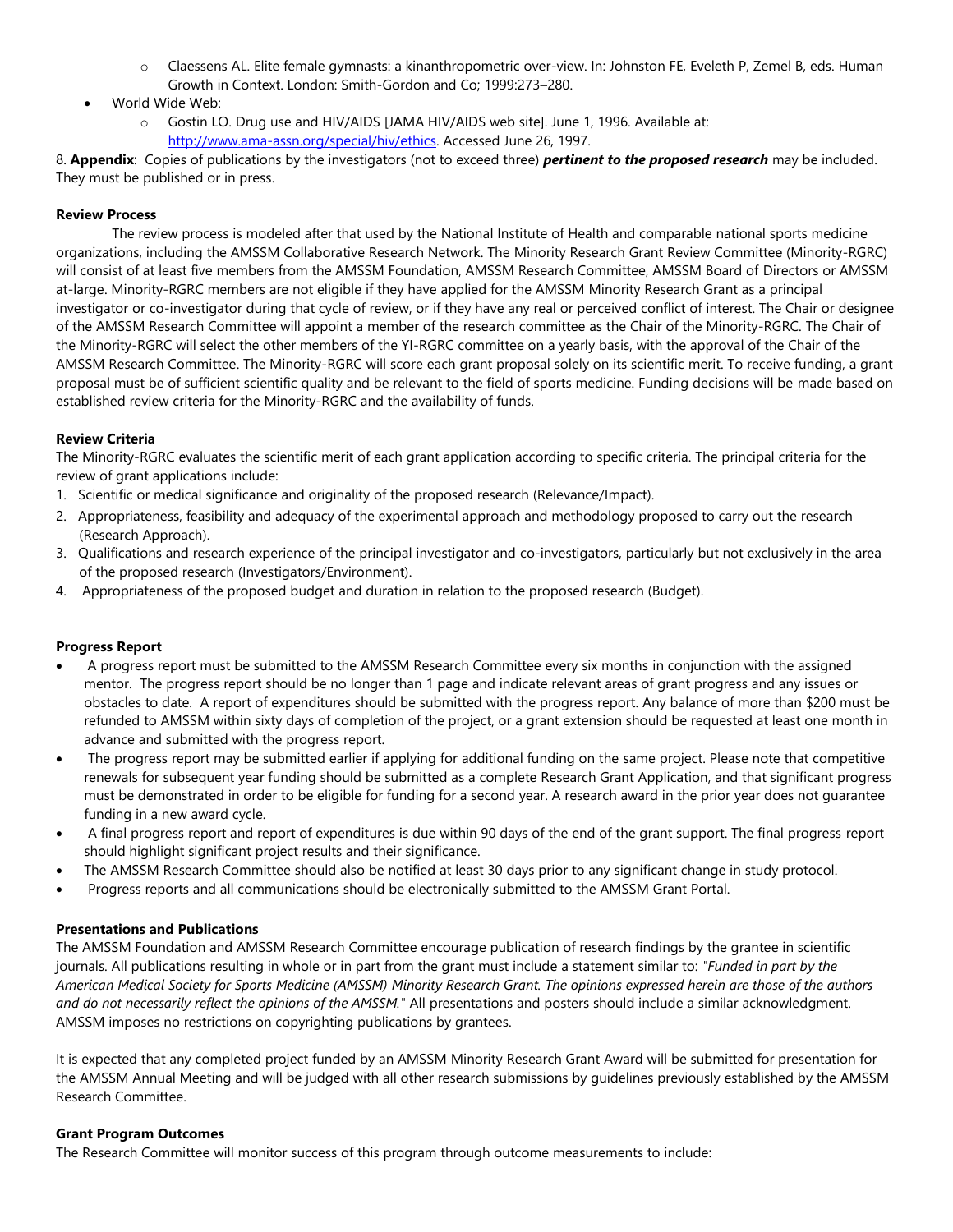- Claessens AL. Elite female gymnasts: a kinanthropometric over-view. In: Johnston FE, Eveleth P, Zemel B, eds. Human Growth in Context. London: Smith-Gordon and Co; 1999:273–280.
- World Wide Web:
    - Gostin LO. Drug use and HIV/AIDS [JAMA HIV/AIDS web site]. June 1, 1996. Available at: http://www.ama-assn.org/special/hiv/ethics. Accessed June 26, 1997.

8. **Appendix**: Copies of publications by the investigators (not to exceed three) ***pertinent to the proposed research*** may be included. They must be published or in press.

**Review Process**

The review process is modeled after that used by the National Institute of Health and comparable national sports medicine organizations, including the AMSSM Collaborative Research Network. The Minority Research Grant Review Committee (Minority-RGRC) will consist of at least five members from the AMSSM Foundation, AMSSM Research Committee, AMSSM Board of Directors or AMSSM at-large. Minority-RGRC members are not eligible if they have applied for the AMSSM Minority Research Grant as a principal investigator or co-investigator during that cycle of review, or if they have any real or perceived conflict of interest. The Chair or designee of the AMSSM Research Committee will appoint a member of the research committee as the Chair of the Minority-RGRC. The Chair of the Minority-RGRC will select the other members of the YI-RGRC committee on a yearly basis, with the approval of the Chair of the AMSSM Research Committee. The Minority-RGRC will score each grant proposal solely on its scientific merit. To receive funding, a grant proposal must be of sufficient scientific quality and be relevant to the field of sports medicine. Funding decisions will be made based on established review criteria for the Minority-RGRC and the availability of funds.

**Review Criteria**

The Minority-RGRC evaluates the scientific merit of each grant application according to specific criteria. The principal criteria for the review of grant applications include:

1. Scientific or medical significance and originality of the proposed research (Relevance/Impact).
2. Appropriateness, feasibility and adequacy of the experimental approach and methodology proposed to carry out the research (Research Approach).
3. Qualifications and research experience of the principal investigator and co-investigators, particularly but not exclusively in the area of the proposed research (Investigators/Environment).
4. Appropriateness of the proposed budget and duration in relation to the proposed research (Budget).

**Progress Report**

- A progress report must be submitted to the AMSSM Research Committee every six months in conjunction with the assigned mentor. The progress report should be no longer than 1 page and indicate relevant areas of grant progress and any issues or obstacles to date. A report of expenditures should be submitted with the progress report. Any balance of more than $200 must be refunded to AMSSM within sixty days of completion of the project, or a grant extension should be requested at least one month in advance and submitted with the progress report.
- The progress report may be submitted earlier if applying for additional funding on the same project. Please note that competitive renewals for subsequent year funding should be submitted as a complete Research Grant Application, and that significant progress must be demonstrated in order to be eligible for funding for a second year. A research award in the prior year does not guarantee funding in a new award cycle.
- A final progress report and report of expenditures is due within 90 days of the end of the grant support. The final progress report should highlight significant project results and their significance.
- The AMSSM Research Committee should also be notified at least 30 days prior to any significant change in study protocol.
- Progress reports and all communications should be electronically submitted to the AMSSM Grant Portal.

**Presentations and Publications**

The AMSSM Foundation and AMSSM Research Committee encourage publication of research findings by the grantee in scientific journals. All publications resulting in whole or in part from the grant must include a statement similar to: "*Funded in part by the American Medical Society for Sports Medicine (AMSSM) Minority Research Grant. The opinions expressed herein are those of the authors and do not necessarily reflect the opinions of the AMSSM.*" All presentations and posters should include a similar acknowledgment. AMSSM imposes no restrictions on copyrighting publications by grantees.

It is expected that any completed project funded by an AMSSM Minority Research Grant Award will be submitted for presentation for the AMSSM Annual Meeting and will be judged with all other research submissions by guidelines previously established by the AMSSM Research Committee.

**Grant Program Outcomes**

The Research Committee will monitor success of this program through outcome measurements to include: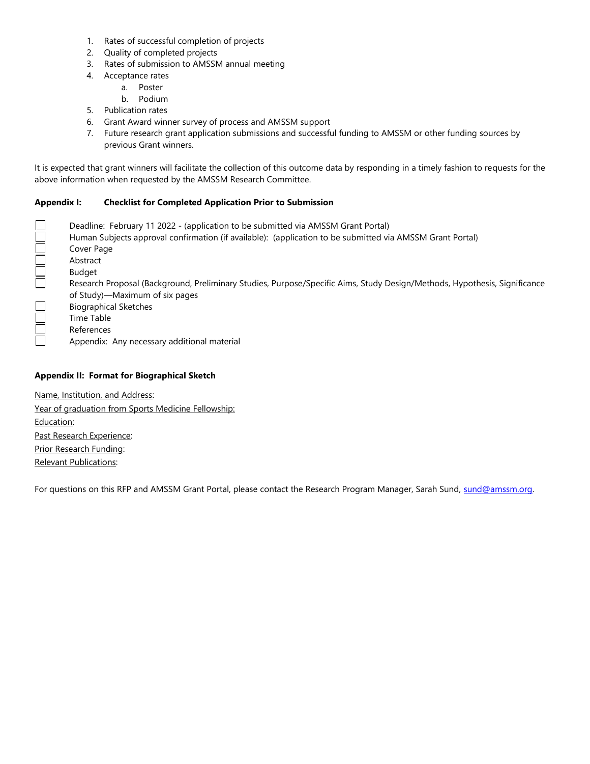1. Rates of successful completion of projects
2. Quality of completed projects
3. Rates of submission to AMSSM annual meeting
4. Acceptance rates
    a. Poster
    b. Podium
5. Publication rates
6. Grant Award winner survey of process and AMSSM support
7. Future research grant application submissions and successful funding to AMSSM or other funding sources by previous Grant winners.

It is expected that grant winners will facilitate the collection of this outcome data by responding in a timely fashion to requests for the above information when requested by the AMSSM Research Committee.

**Appendix I: Checklist for Completed Application Prior to Submission**

- [ ] Deadline: February 11 2022 - (application to be submitted via AMSSM Grant Portal)
- [ ] Human Subjects approval confirmation (if available): (application to be submitted via AMSSM Grant Portal)
- [ ] Cover Page
- [ ] Abstract
- [ ] Budget
- [ ] Research Proposal (Background, Preliminary Studies, Purpose/Specific Aims, Study Design/Methods, Hypothesis, Significance of Study)—Maximum of six pages
- [ ] Biographical Sketches
- [ ] Time Table
- [ ] References
- [ ] Appendix: Any necessary additional material

**Appendix II: Format for Biographical Sketch**

Name, Institution, and Address:

Year of graduation from Sports Medicine Fellowship:

Education:

Past Research Experience:

Prior Research Funding:

Relevant Publications:

For questions on this RFP and AMSSM Grant Portal, please contact the Research Program Manager, Sarah Sund, sund@amssm.org.